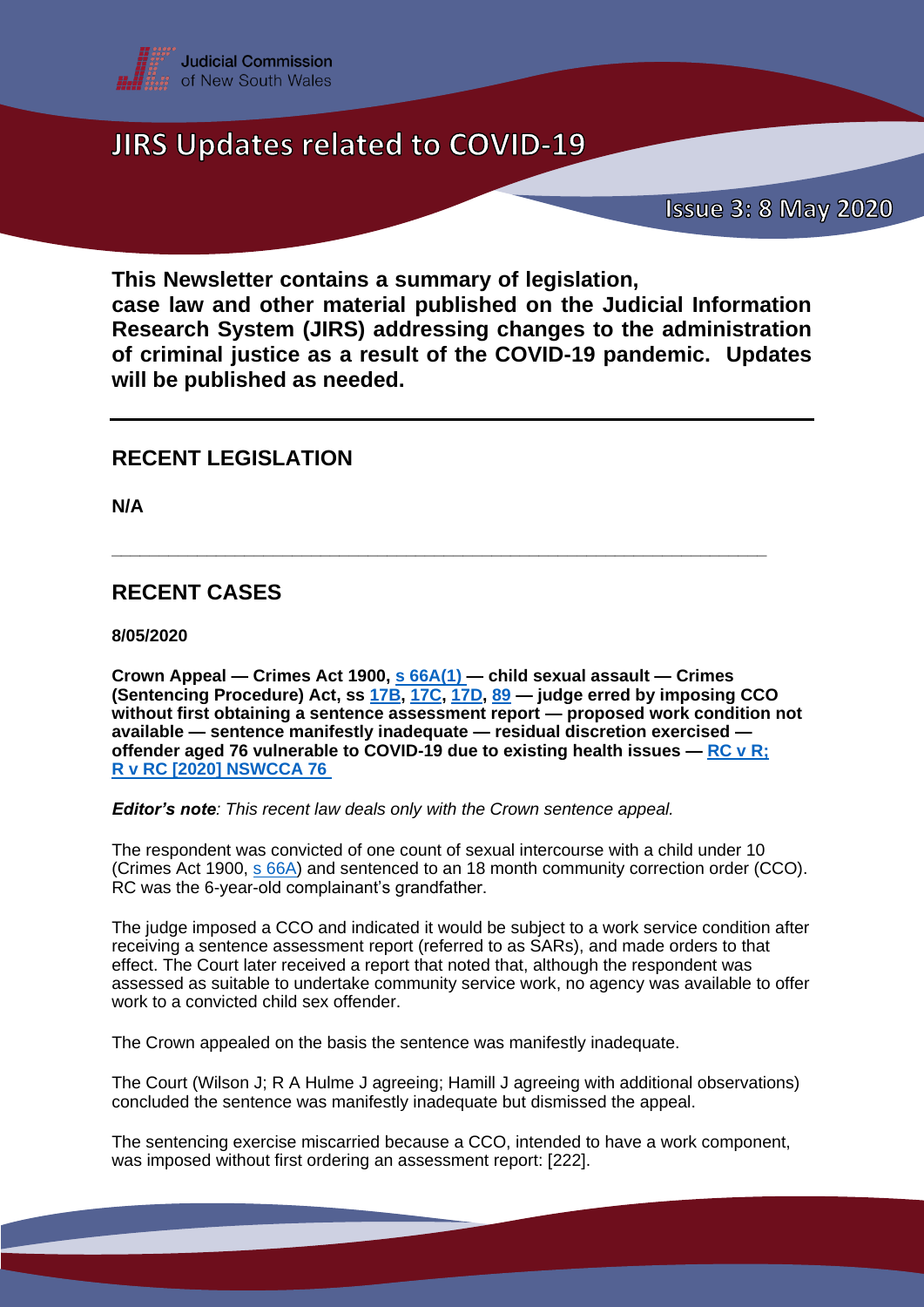Judicial Commission of New South Wales

# JIRS Updates related to COVID-19

Issue 3: 8 May 2020

**This Newsletter contains a summary of legislation, case law and other material published on the Judicial Information Research System (JIRS) addressing changes to the administration of criminal justice as a result of the COVID-19 pandemic. Updates will be published as needed.**

---

## RECENT LEGISLATION

**N/A**

---

## RECENT CASES

**8/05/2020**

**Crown Appeal — Crimes Act 1900, s 66A(1) — child sexual assault — Crimes (Sentencing Procedure) Act, ss 17B, 17C, 17D, 89 — judge erred by imposing CCO without first obtaining a sentence assessment report — proposed work condition not available — sentence manifestly inadequate — residual discretion exercised — offender aged 76 vulnerable to COVID-19 due to existing health issues — RC v R; R v RC [2020] NSWCCA 76**

***Editor's note**: This recent law deals only with the Crown sentence appeal.*

The respondent was convicted of one count of sexual intercourse with a child under 10 (Crimes Act 1900, s 66A) and sentenced to an 18 month community correction order (CCO). RC was the 6-year-old complainant's grandfather.

The judge imposed a CCO and indicated it would be subject to a work service condition after receiving a sentence assessment report (referred to as SARs), and made orders to that effect. The Court later received a report that noted that, although the respondent was assessed as suitable to undertake community service work, no agency was available to offer work to a convicted child sex offender.

The Crown appealed on the basis the sentence was manifestly inadequate.

The Court (Wilson J; R A Hulme J agreeing; Hamill J agreeing with additional observations) concluded the sentence was manifestly inadequate but dismissed the appeal.

The sentencing exercise miscarried because a CCO, intended to have a work component, was imposed without first ordering an assessment report: [222].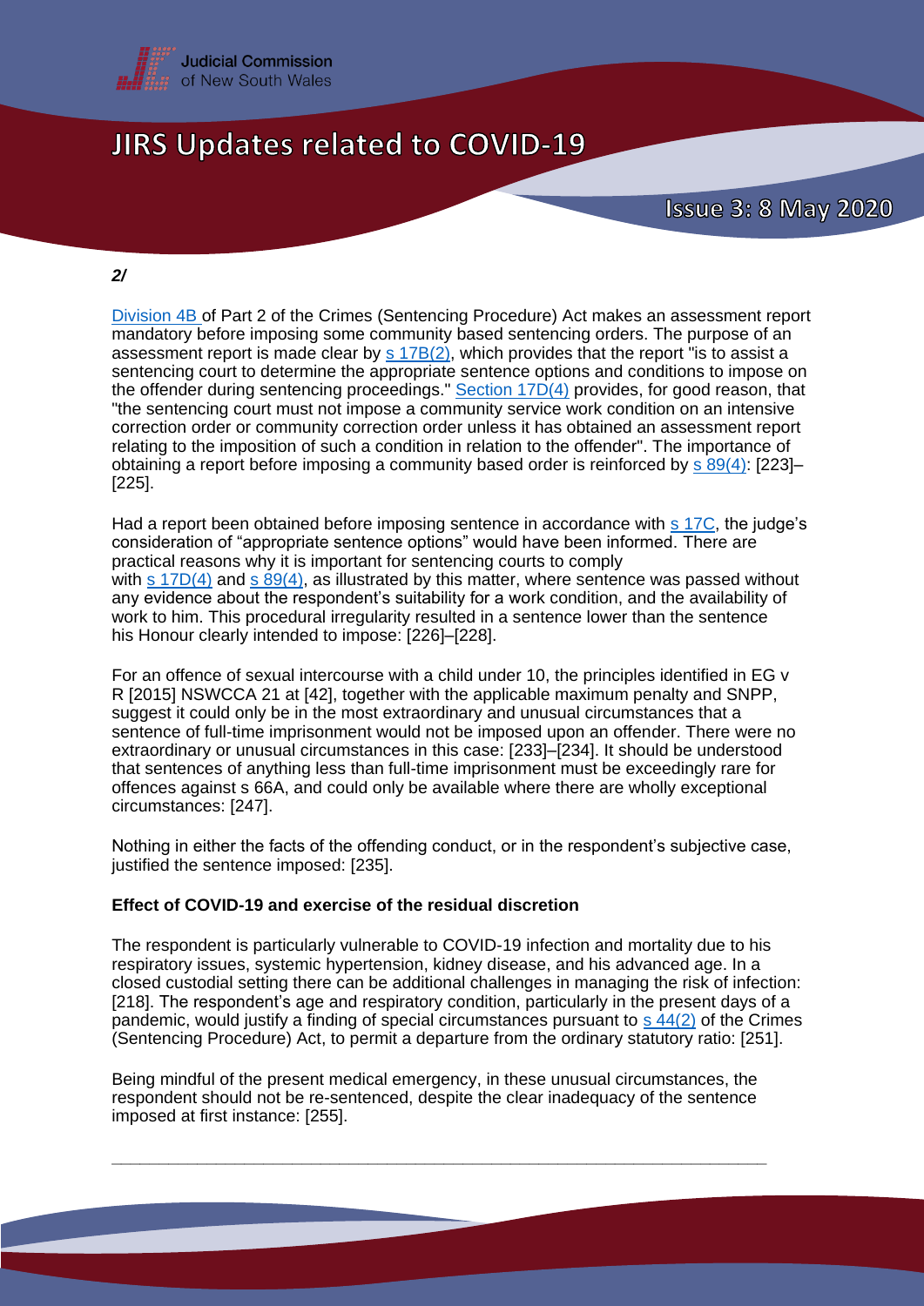*2/*

Division 4B of Part 2 of the Crimes (Sentencing Procedure) Act makes an assessment report mandatory before imposing some community based sentencing orders. The purpose of an assessment report is made clear by s 17B(2), which provides that the report "is to assist a sentencing court to determine the appropriate sentence options and conditions to impose on the offender during sentencing proceedings." Section 17D(4) provides, for good reason, that "the sentencing court must not impose a community service work condition on an intensive correction order or community correction order unless it has obtained an assessment report relating to the imposition of such a condition in relation to the offender". The importance of obtaining a report before imposing a community based order is reinforced by s 89(4): [223]–[225].

Had a report been obtained before imposing sentence in accordance with s 17C, the judge's consideration of "appropriate sentence options" would have been informed. There are practical reasons why it is important for sentencing courts to comply with s 17D(4) and s 89(4), as illustrated by this matter, where sentence was passed without any evidence about the respondent's suitability for a work condition, and the availability of work to him. This procedural irregularity resulted in a sentence lower than the sentence his Honour clearly intended to impose: [226]–[228].

For an offence of sexual intercourse with a child under 10, the principles identified in EG v R [2015] NSWCCA 21 at [42], together with the applicable maximum penalty and SNPP, suggest it could only be in the most extraordinary and unusual circumstances that a sentence of full-time imprisonment would not be imposed upon an offender. There were no extraordinary or unusual circumstances in this case: [233]–[234]. It should be understood that sentences of anything less than full-time imprisonment must be exceedingly rare for offences against s 66A, and could only be available where there are wholly exceptional circumstances: [247].

Nothing in either the facts of the offending conduct, or in the respondent's subjective case, justified the sentence imposed: [235].

**Effect of COVID-19 and exercise of the residual discretion**

The respondent is particularly vulnerable to COVID-19 infection and mortality due to his respiratory issues, systemic hypertension, kidney disease, and his advanced age. In a closed custodial setting there can be additional challenges in managing the risk of infection: [218]. The respondent's age and respiratory condition, particularly in the present days of a pandemic, would justify a finding of special circumstances pursuant to s 44(2) of the Crimes (Sentencing Procedure) Act, to permit a departure from the ordinary statutory ratio: [251].

Being mindful of the present medical emergency, in these unusual circumstances, the respondent should not be re-sentenced, despite the clear inadequacy of the sentence imposed at first instance: [255].

---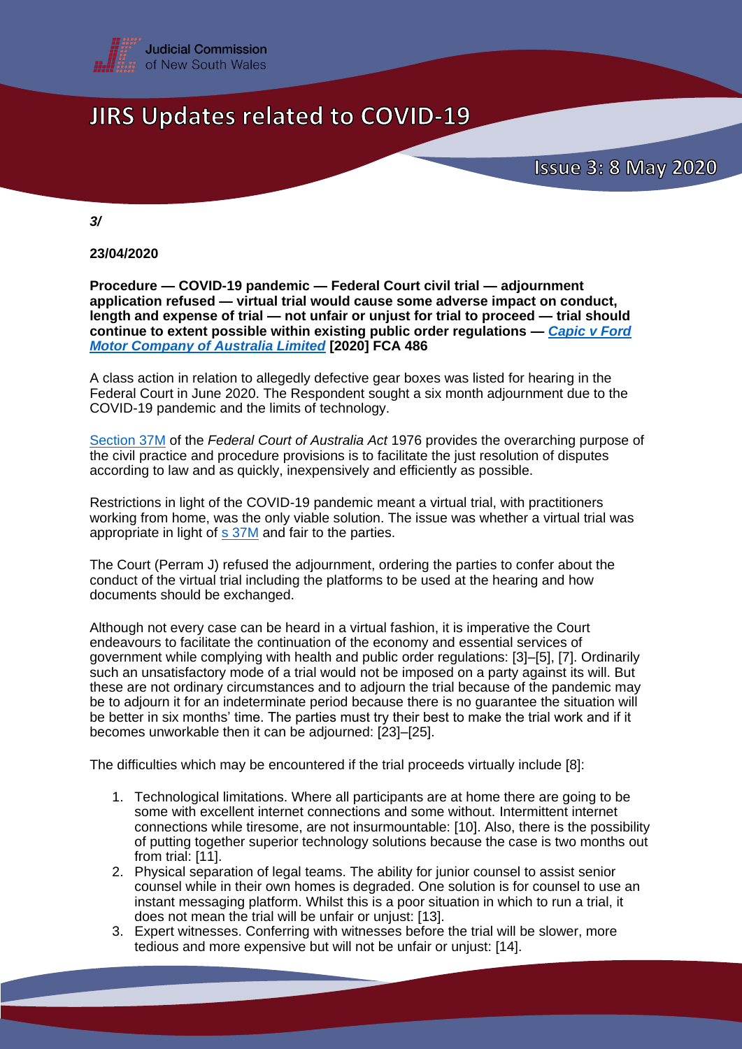*3/*

**23/04/2020**

**Procedure — COVID-19 pandemic — Federal Court civil trial — adjournment application refused — virtual trial would cause some adverse impact on conduct, length and expense of trial — not unfair or unjust for trial to proceed — trial should continue to extent possible within existing public order regulations — *Capic v Ford Motor Company of Australia Limited* [2020] FCA 486**

A class action in relation to allegedly defective gear boxes was listed for hearing in the Federal Court in June 2020. The Respondent sought a six month adjournment due to the COVID-19 pandemic and the limits of technology.

Section 37M of the *Federal Court of Australia Act* 1976 provides the overarching purpose of the civil practice and procedure provisions is to facilitate the just resolution of disputes according to law and as quickly, inexpensively and efficiently as possible.

Restrictions in light of the COVID-19 pandemic meant a virtual trial, with practitioners working from home, was the only viable solution. The issue was whether a virtual trial was appropriate in light of s 37M and fair to the parties.

The Court (Perram J) refused the adjournment, ordering the parties to confer about the conduct of the virtual trial including the platforms to be used at the hearing and how documents should be exchanged.

Although not every case can be heard in a virtual fashion, it is imperative the Court endeavours to facilitate the continuation of the economy and essential services of government while complying with health and public order regulations: [3]–[5], [7]. Ordinarily such an unsatisfactory mode of a trial would not be imposed on a party against its will. But these are not ordinary circumstances and to adjourn the trial because of the pandemic may be to adjourn it for an indeterminate period because there is no guarantee the situation will be better in six months' time. The parties must try their best to make the trial work and if it becomes unworkable then it can be adjourned: [23]–[25].

The difficulties which may be encountered if the trial proceeds virtually include [8]:

1. Technological limitations. Where all participants are at home there are going to be some with excellent internet connections and some without. Intermittent internet connections while tiresome, are not insurmountable: [10]. Also, there is the possibility of putting together superior technology solutions because the case is two months out from trial: [11].
2. Physical separation of legal teams. The ability for junior counsel to assist senior counsel while in their own homes is degraded. One solution is for counsel to use an instant messaging platform. Whilst this is a poor situation in which to run a trial, it does not mean the trial will be unfair or unjust: [13].
3. Expert witnesses. Conferring with witnesses before the trial will be slower, more tedious and more expensive but will not be unfair or unjust: [14].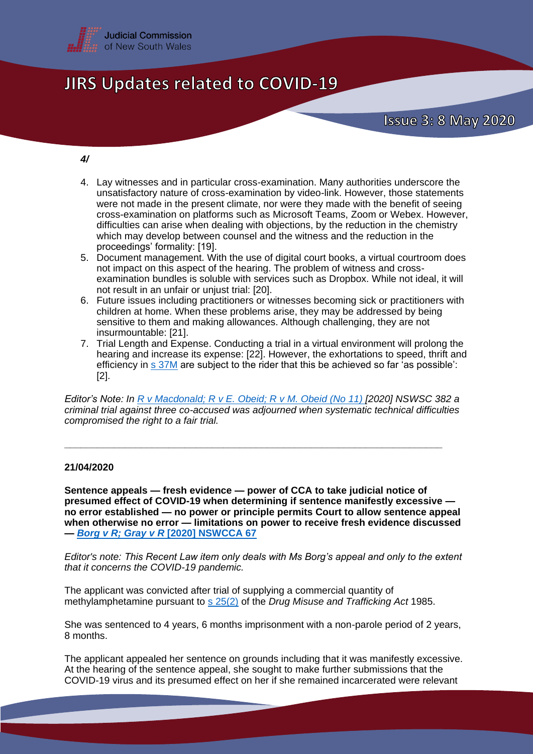*4/*

4. Lay witnesses and in particular cross-examination. Many authorities underscore the unsatisfactory nature of cross-examination by video-link. However, those statements were not made in the present climate, nor were they made with the benefit of seeing cross-examination on platforms such as Microsoft Teams, Zoom or Webex. However, difficulties can arise when dealing with objections, by the reduction in the chemistry which may develop between counsel and the witness and the reduction in the proceedings' formality: [19].
5. Document management. With the use of digital court books, a virtual courtroom does not impact on this aspect of the hearing. The problem of witness and cross-examination bundles is soluble with services such as Dropbox. While not ideal, it will not result in an unfair or unjust trial: [20].
6. Future issues including practitioners or witnesses becoming sick or practitioners with children at home. When these problems arise, they may be addressed by being sensitive to them and making allowances. Although challenging, they are not insurmountable: [21].
7. Trial Length and Expense. Conducting a trial in a virtual environment will prolong the hearing and increase its expense: [22]. However, the exhortations to speed, thrift and efficiency in s 37M are subject to the rider that this be achieved so far 'as possible': [2].

*Editor's Note: In R v Macdonald; R v E. Obeid; R v M. Obeid (No 11) [2020] NSWSC 382 a criminal trial against three co-accused was adjourned when systematic technical difficulties compromised the right to a fair trial.*

---

**21/04/2020**

**Sentence appeals — fresh evidence — power of CCA to take judicial notice of presumed effect of COVID-19 when determining if sentence manifestly excessive — no error established — no power or principle permits Court to allow sentence appeal when otherwise no error — limitations on power to receive fresh evidence discussed — *Borg v R; Gray v R* [2020] NSWCCA 67**

*Editor's note: This Recent Law item only deals with Ms Borg's appeal and only to the extent that it concerns the COVID-19 pandemic.*

The applicant was convicted after trial of supplying a commercial quantity of methylamphetamine pursuant to s 25(2) of the *Drug Misuse and Trafficking Act* 1985.

She was sentenced to 4 years, 6 months imprisonment with a non-parole period of 2 years, 8 months.

The applicant appealed her sentence on grounds including that it was manifestly excessive. At the hearing of the sentence appeal, she sought to make further submissions that the COVID-19 virus and its presumed effect on her if she remained incarcerated were relevant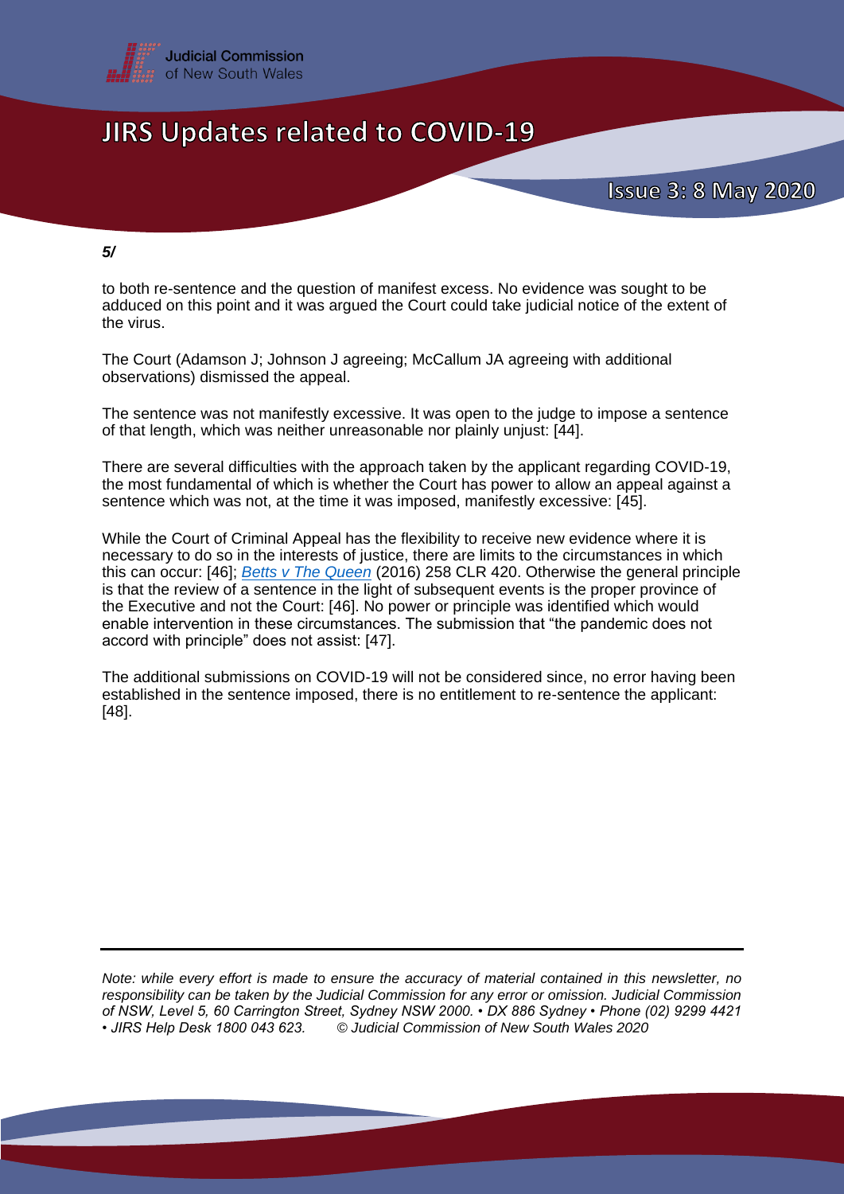to both re-sentence and the question of manifest excess. No evidence was sought to be adduced on this point and it was argued the Court could take judicial notice of the extent of the virus.

The Court (Adamson J; Johnson J agreeing; McCallum JA agreeing with additional observations) dismissed the appeal.

The sentence was not manifestly excessive. It was open to the judge to impose a sentence of that length, which was neither unreasonable nor plainly unjust: [44].

There are several difficulties with the approach taken by the applicant regarding COVID-19, the most fundamental of which is whether the Court has power to allow an appeal against a sentence which was not, at the time it was imposed, manifestly excessive: [45].

While the Court of Criminal Appeal has the flexibility to receive new evidence where it is necessary to do so in the interests of justice, there are limits to the circumstances in which this can occur: [46]; *Betts v The Queen* (2016) 258 CLR 420. Otherwise the general principle is that the review of a sentence in the light of subsequent events is the proper province of the Executive and not the Court: [46]. No power or principle was identified which would enable intervention in these circumstances. The submission that "the pandemic does not accord with principle" does not assist: [47].

The additional submissions on COVID-19 will not be considered since, no error having been established in the sentence imposed, there is no entitlement to re-sentence the applicant: [48].

---

*Note: while every effort is made to ensure the accuracy of material contained in this newsletter, no responsibility can be taken by the Judicial Commission for any error or omission. Judicial Commission of NSW, Level 5, 60 Carrington Street, Sydney NSW 2000. • DX 886 Sydney • Phone (02) 9299 4421 • JIRS Help Desk 1800 043 623. © Judicial Commission of New South Wales 2020*